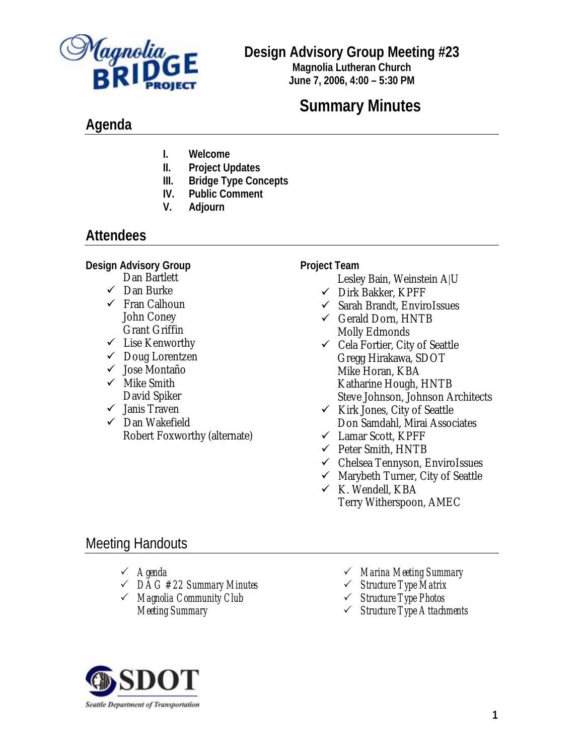# Design Advisory Group Meeting #23

**Magnolia Lutheran Church**
**June 7, 2006, 4:00 – 5:30 PM**

## Summary Minutes

## Agenda

I. **Welcome**
II. **Project Updates**
III. **Bridge Type Concepts**
IV. **Public Comment**
V. **Adjourn**

## Attendees

**Design Advisory Group**

- Dan Bartlett
- ✓ Dan Burke
- ✓ Fran Calhoun
- John Coney
- Grant Griffin
- ✓ Lise Kenworthy
- ✓ Doug Lorentzen
- ✓ Jose Montaño
- ✓ Mike Smith
- David Spiker
- ✓ Janis Traven
- ✓ Dan Wakefield
- Robert Foxworthy (alternate)

**Project Team**

- Lesley Bain, Weinstein A|U
- ✓ Dirk Bakker, KPFF
- ✓ Sarah Brandt, EnviroIssues
- ✓ Gerald Dorn, HNTB
- Molly Edmonds
- ✓ Cela Fortier, City of Seattle
- Gregg Hirakawa, SDOT
- Mike Horan, KBA
- Katharine Hough, HNTB
- Steve Johnson, Johnson Architects
- ✓ Kirk Jones, City of Seattle
- Don Samdahl, Mirai Associates
- ✓ Lamar Scott, KPFF
- ✓ Peter Smith, HNTB
- ✓ Chelsea Tennyson, EnviroIssues
- ✓ Marybeth Turner, City of Seattle
- ✓ K. Wendell, KBA
- Terry Witherspoon, AMEC

## Meeting Handouts

- ✓ *Agenda*
- ✓ *DAG #22 Summary Minutes*
- ✓ *Magnolia Community Club Meeting Summary*
- ✓ *Marina Meeting Summary*
- ✓ *Structure Type Matrix*
- ✓ *Structure Type Photos*
- ✓ *Structure Type Attachments*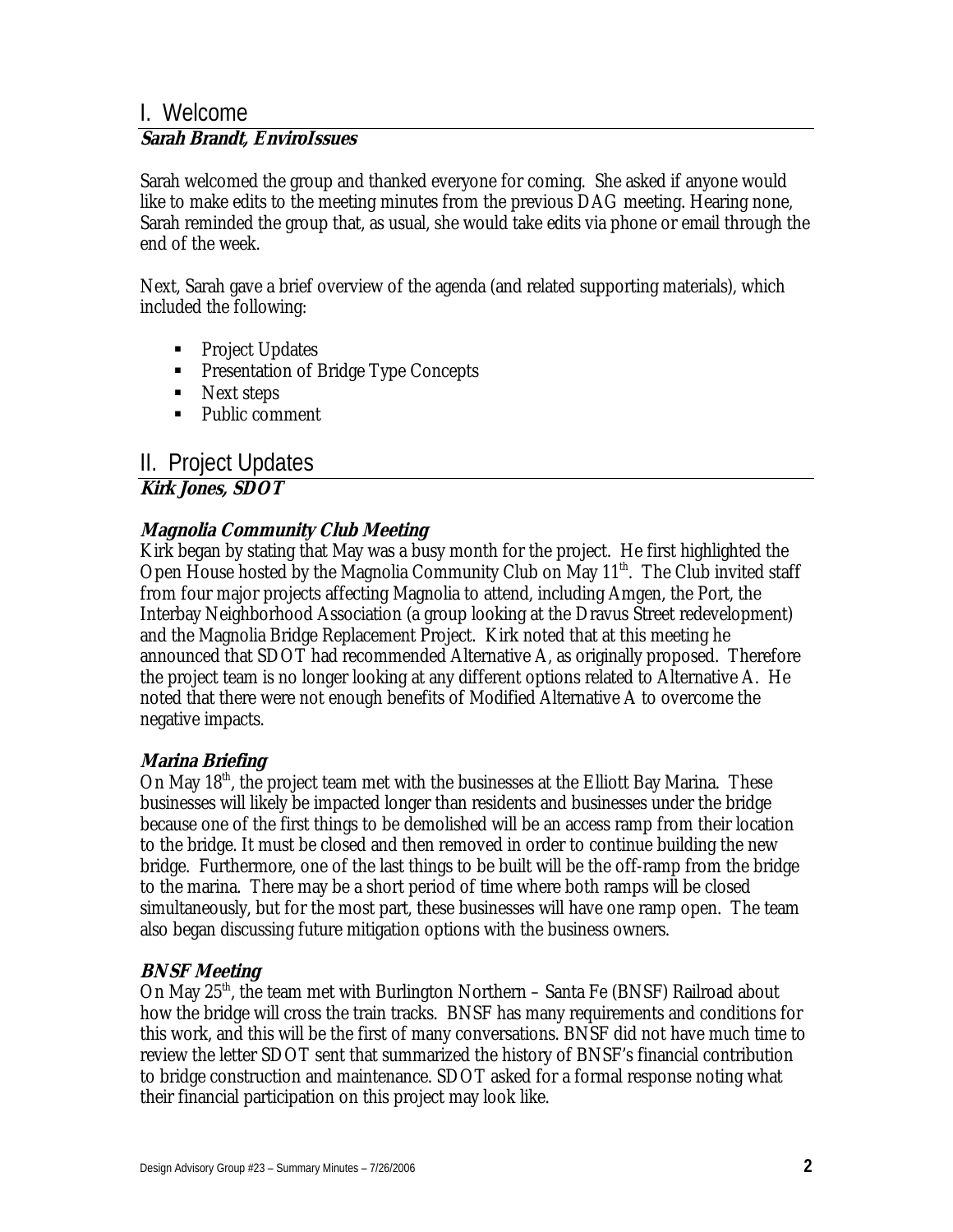## I. Welcome

**Sarah Brandt, EnviroIssues**

Sarah welcomed the group and thanked everyone for coming. She asked if anyone would like to make edits to the meeting minutes from the previous DAG meeting. Hearing none, Sarah reminded the group that, as usual, she would take edits via phone or email through the end of the week.

Next, Sarah gave a brief overview of the agenda (and related supporting materials), which included the following:

- Project Updates
- Presentation of Bridge Type Concepts
- Next steps
- Public comment

## II. Project Updates

**Kirk Jones, SDOT**

### Magnolia Community Club Meeting

Kirk began by stating that May was a busy month for the project. He first highlighted the Open House hosted by the Magnolia Community Club on May 11th. The Club invited staff from four major projects affecting Magnolia to attend, including Amgen, the Port, the Interbay Neighborhood Association (a group looking at the Dravus Street redevelopment) and the Magnolia Bridge Replacement Project. Kirk noted that at this meeting he announced that SDOT had recommended Alternative A, as originally proposed. Therefore the project team is no longer looking at any different options related to Alternative A. He noted that there were not enough benefits of Modified Alternative A to overcome the negative impacts.

### Marina Briefing

On May 18th, the project team met with the businesses at the Elliott Bay Marina. These businesses will likely be impacted longer than residents and businesses under the bridge because one of the first things to be demolished will be an access ramp from their location to the bridge. It must be closed and then removed in order to continue building the new bridge. Furthermore, one of the last things to be built will be the off-ramp from the bridge to the marina. There may be a short period of time where both ramps will be closed simultaneously, but for the most part, these businesses will have one ramp open. The team also began discussing future mitigation options with the business owners.

### BNSF Meeting

On May 25th, the team met with Burlington Northern – Santa Fe (BNSF) Railroad about how the bridge will cross the train tracks. BNSF has many requirements and conditions for this work, and this will be the first of many conversations. BNSF did not have much time to review the letter SDOT sent that summarized the history of BNSF's financial contribution to bridge construction and maintenance. SDOT asked for a formal response noting what their financial participation on this project may look like.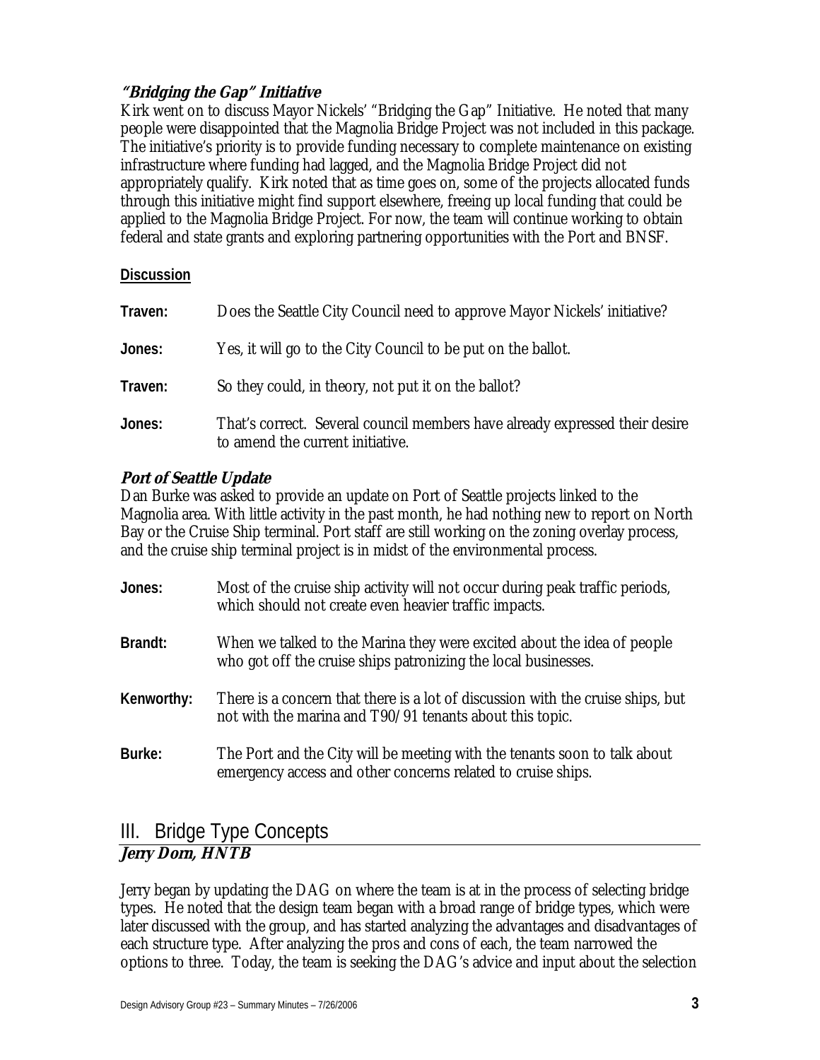### *"Bridging the Gap" Initiative*

Kirk went on to discuss Mayor Nickels' "Bridging the Gap" Initiative. He noted that many people were disappointed that the Magnolia Bridge Project was not included in this package. The initiative's priority is to provide funding necessary to complete maintenance on existing infrastructure where funding had lagged, and the Magnolia Bridge Project did not appropriately qualify. Kirk noted that as time goes on, some of the projects allocated funds through this initiative might find support elsewhere, freeing up local funding that could be applied to the Magnolia Bridge Project. For now, the team will continue working to obtain federal and state grants and exploring partnering opportunities with the Port and BNSF.

**Discussion**

**Traven:** Does the Seattle City Council need to approve Mayor Nickels' initiative?

**Jones:** Yes, it will go to the City Council to be put on the ballot.

**Traven:** So they could, in theory, not put it on the ballot?

**Jones:** That's correct. Several council members have already expressed their desire to amend the current initiative.

### *Port of Seattle Update*

Dan Burke was asked to provide an update on Port of Seattle projects linked to the Magnolia area. With little activity in the past month, he had nothing new to report on North Bay or the Cruise Ship terminal. Port staff are still working on the zoning overlay process, and the cruise ship terminal project is in midst of the environmental process.

**Jones:** Most of the cruise ship activity will not occur during peak traffic periods, which should not create even heavier traffic impacts.

**Brandt:** When we talked to the Marina they were excited about the idea of people who got off the cruise ships patronizing the local businesses.

**Kenworthy:** There is a concern that there is a lot of discussion with the cruise ships, but not with the marina and T90/91 tenants about this topic.

**Burke:** The Port and the City will be meeting with the tenants soon to talk about emergency access and other concerns related to cruise ships.

## III. Bridge Type Concepts

***Jerry Dorn, HNTB***

Jerry began by updating the DAG on where the team is at in the process of selecting bridge types. He noted that the design team began with a broad range of bridge types, which were later discussed with the group, and has started analyzing the advantages and disadvantages of each structure type. After analyzing the pros and cons of each, the team narrowed the options to three. Today, the team is seeking the DAG's advice and input about the selection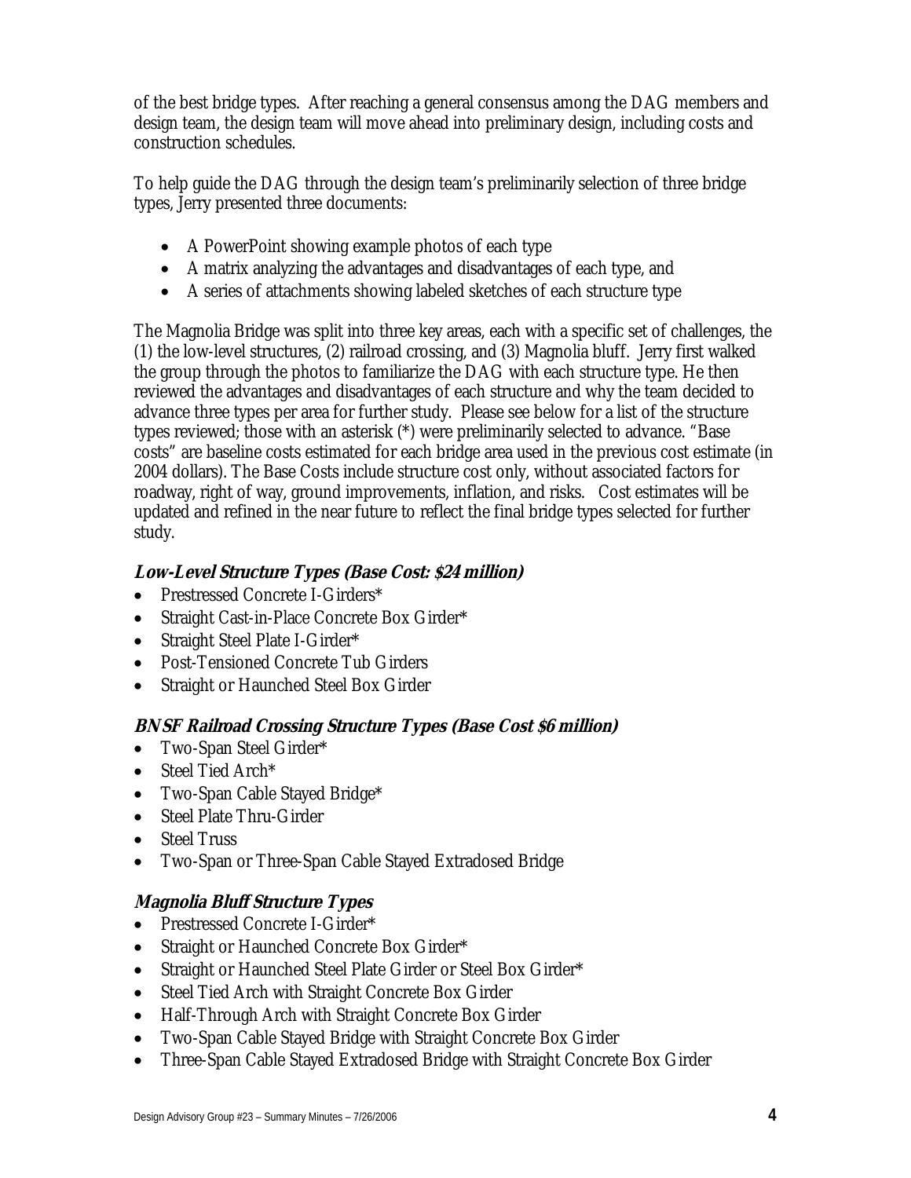of the best bridge types. After reaching a general consensus among the DAG members and design team, the design team will move ahead into preliminary design, including costs and construction schedules.

To help guide the DAG through the design team's preliminarily selection of three bridge types, Jerry presented three documents:

- A PowerPoint showing example photos of each type
- A matrix analyzing the advantages and disadvantages of each type, and
- A series of attachments showing labeled sketches of each structure type

The Magnolia Bridge was split into three key areas, each with a specific set of challenges, the (1) the low-level structures, (2) railroad crossing, and (3) Magnolia bluff. Jerry first walked the group through the photos to familiarize the DAG with each structure type. He then reviewed the advantages and disadvantages of each structure and why the team decided to advance three types per area for further study. Please see below for a list of the structure types reviewed; those with an asterisk (*) were preliminarily selected to advance. "Base costs" are baseline costs estimated for each bridge area used in the previous cost estimate (in 2004 dollars). The Base Costs include structure cost only, without associated factors for roadway, right of way, ground improvements, inflation, and risks. Cost estimates will be updated and refined in the near future to reflect the final bridge types selected for further study.

### *Low-Level Structure Types (Base Cost: $24 million)*

- Prestressed Concrete I-Girders*
- Straight Cast-in-Place Concrete Box Girder*
- Straight Steel Plate I-Girder*
- Post-Tensioned Concrete Tub Girders
- Straight or Haunched Steel Box Girder

### *BNSF Railroad Crossing Structure Types (Base Cost $6 million)*

- Two-Span Steel Girder*
- Steel Tied Arch*
- Two-Span Cable Stayed Bridge*
- Steel Plate Thru-Girder
- Steel Truss
- Two-Span or Three-Span Cable Stayed Extradosed Bridge

### *Magnolia Bluff Structure Types*

- Prestressed Concrete I-Girder*
- Straight or Haunched Concrete Box Girder*
- Straight or Haunched Steel Plate Girder or Steel Box Girder*
- Steel Tied Arch with Straight Concrete Box Girder
- Half-Through Arch with Straight Concrete Box Girder
- Two-Span Cable Stayed Bridge with Straight Concrete Box Girder
- Three-Span Cable Stayed Extradosed Bridge with Straight Concrete Box Girder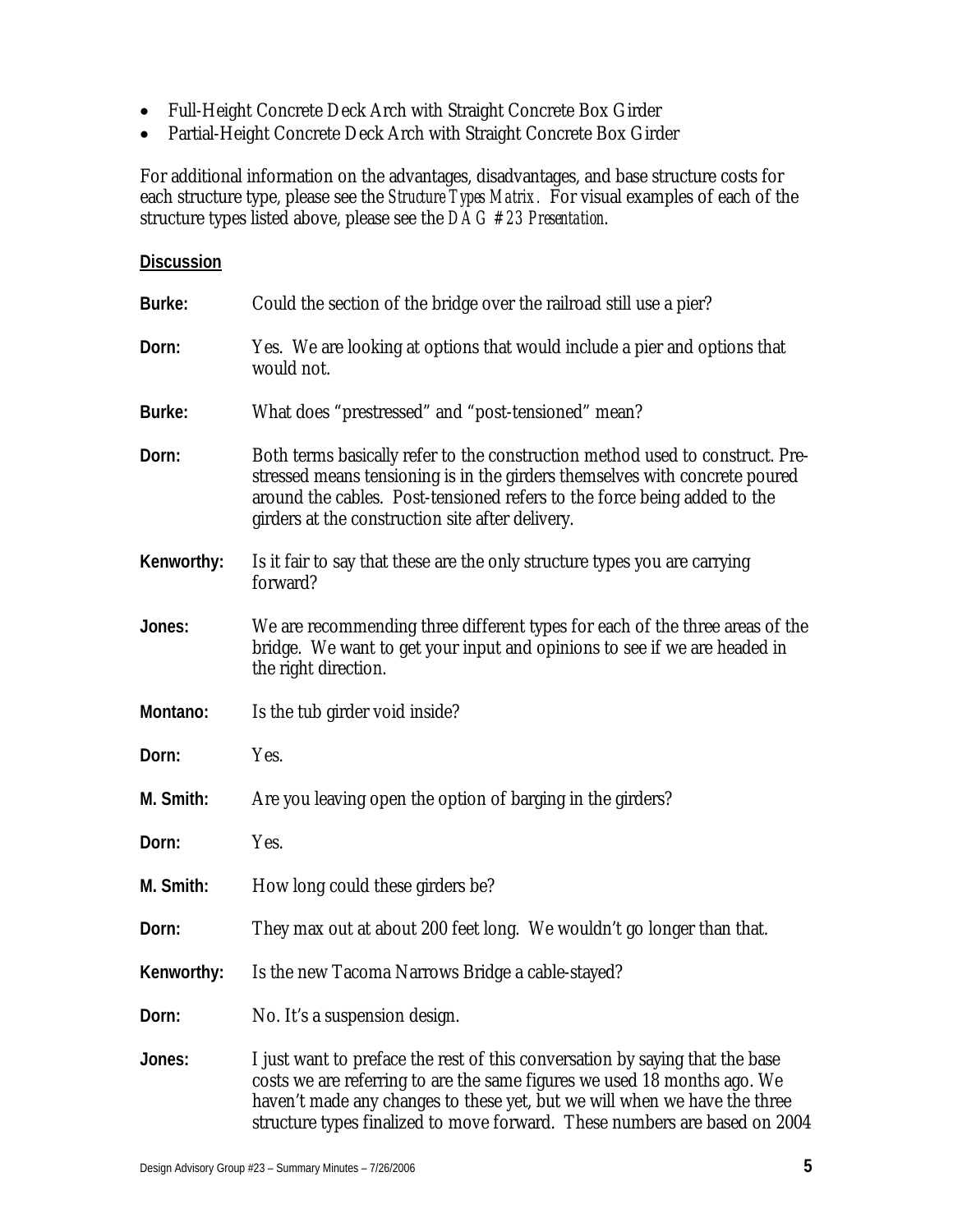- Full-Height Concrete Deck Arch with Straight Concrete Box Girder
- Partial-Height Concrete Deck Arch with Straight Concrete Box Girder

For additional information on the advantages, disadvantages, and base structure costs for each structure type, please see the *Structure Types Matrix*. For visual examples of each of the structure types listed above, please see the *DAG #23 Presentation*.

**Discussion**

**Burke:** Could the section of the bridge over the railroad still use a pier?

**Dorn:** Yes. We are looking at options that would include a pier and options that would not.

**Burke:** What does "prestressed" and "post-tensioned" mean?

**Dorn:** Both terms basically refer to the construction method used to construct. Pre-stressed means tensioning is in the girders themselves with concrete poured around the cables. Post-tensioned refers to the force being added to the girders at the construction site after delivery.

**Kenworthy:** Is it fair to say that these are the only structure types you are carrying forward?

**Jones:** We are recommending three different types for each of the three areas of the bridge. We want to get your input and opinions to see if we are headed in the right direction.

**Montano:** Is the tub girder void inside?

**Dorn:** Yes.

**M. Smith:** Are you leaving open the option of barging in the girders?

**Dorn:** Yes.

**M. Smith:** How long could these girders be?

**Dorn:** They max out at about 200 feet long. We wouldn't go longer than that.

**Kenworthy:** Is the new Tacoma Narrows Bridge a cable-stayed?

**Dorn:** No. It's a suspension design.

**Jones:** I just want to preface the rest of this conversation by saying that the base costs we are referring to are the same figures we used 18 months ago. We haven't made any changes to these yet, but we will when we have the three structure types finalized to move forward. These numbers are based on 2004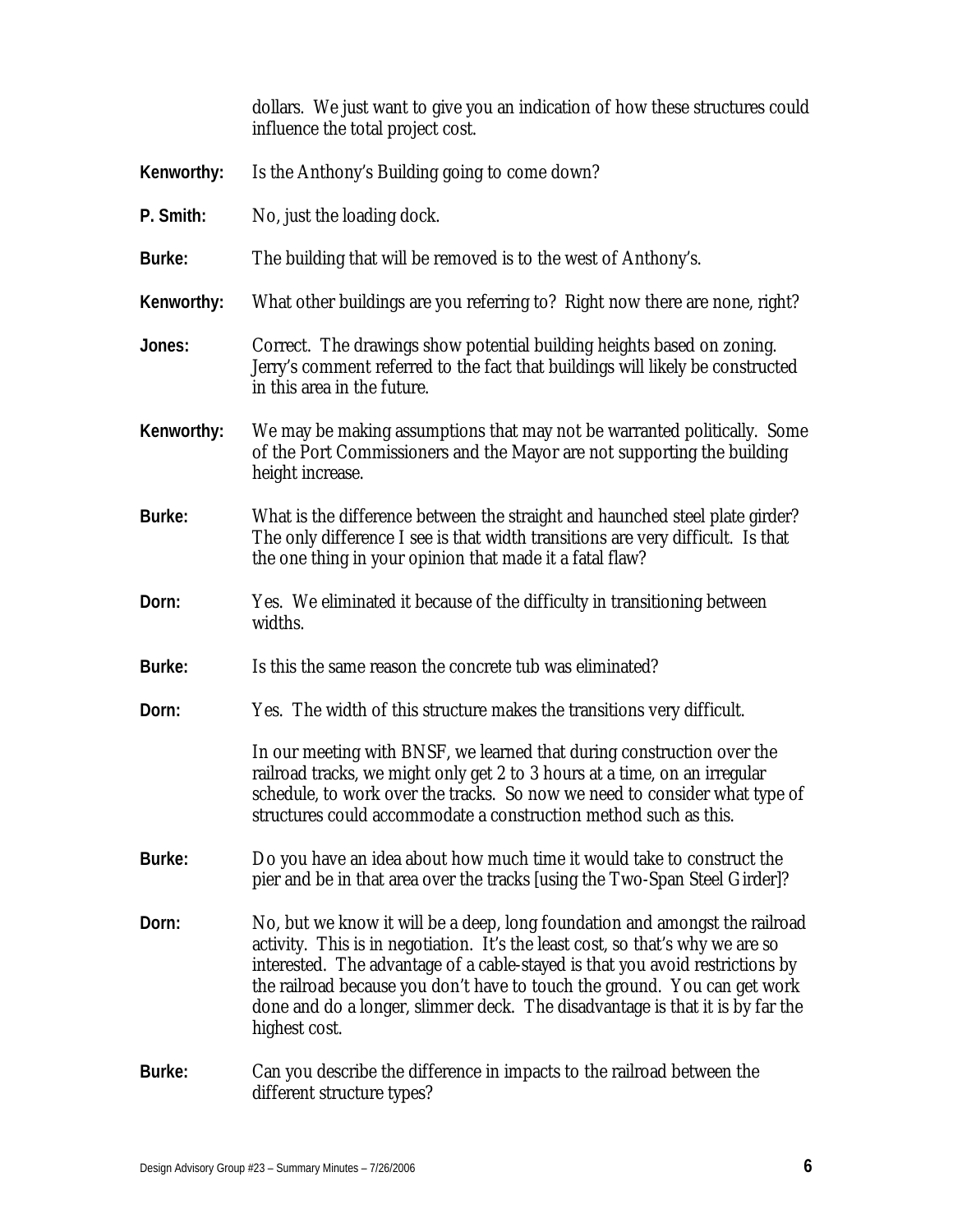dollars. We just want to give you an indication of how these structures could influence the total project cost.

**Kenworthy:** Is the Anthony's Building going to come down?

**P. Smith:** No, just the loading dock.

**Burke:** The building that will be removed is to the west of Anthony's.

**Kenworthy:** What other buildings are you referring to? Right now there are none, right?

**Jones:** Correct. The drawings show potential building heights based on zoning. Jerry's comment referred to the fact that buildings will likely be constructed in this area in the future.

**Kenworthy:** We may be making assumptions that may not be warranted politically. Some of the Port Commissioners and the Mayor are not supporting the building height increase.

**Burke:** What is the difference between the straight and haunched steel plate girder? The only difference I see is that width transitions are very difficult. Is that the one thing in your opinion that made it a fatal flaw?

**Dorn:** Yes. We eliminated it because of the difficulty in transitioning between widths.

**Burke:** Is this the same reason the concrete tub was eliminated?

**Dorn:** Yes. The width of this structure makes the transitions very difficult.

In our meeting with BNSF, we learned that during construction over the railroad tracks, we might only get 2 to 3 hours at a time, on an irregular schedule, to work over the tracks. So now we need to consider what type of structures could accommodate a construction method such as this.

**Burke:** Do you have an idea about how much time it would take to construct the pier and be in that area over the tracks [using the Two-Span Steel Girder]?

**Dorn:** No, but we know it will be a deep, long foundation and amongst the railroad activity. This is in negotiation. It's the least cost, so that's why we are so interested. The advantage of a cable-stayed is that you avoid restrictions by the railroad because you don't have to touch the ground. You can get work done and do a longer, slimmer deck. The disadvantage is that it is by far the highest cost.

**Burke:** Can you describe the difference in impacts to the railroad between the different structure types?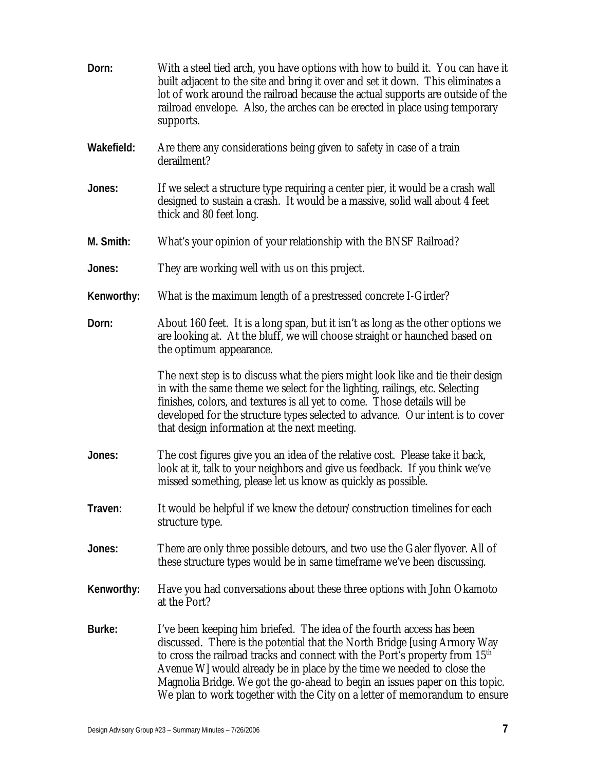**Dorn:** With a steel tied arch, you have options with how to build it. You can have it built adjacent to the site and bring it over and set it down. This eliminates a lot of work around the railroad because the actual supports are outside of the railroad envelope. Also, the arches can be erected in place using temporary supports.

**Wakefield:** Are there any considerations being given to safety in case of a train derailment?

**Jones:** If we select a structure type requiring a center pier, it would be a crash wall designed to sustain a crash. It would be a massive, solid wall about 4 feet thick and 80 feet long.

**M. Smith:** What's your opinion of your relationship with the BNSF Railroad?

**Jones:** They are working well with us on this project.

**Kenworthy:** What is the maximum length of a prestressed concrete I-Girder?

**Dorn:** About 160 feet. It is a long span, but it isn't as long as the other options we are looking at. At the bluff, we will choose straight or haunched based on the optimum appearance.

The next step is to discuss what the piers might look like and tie their design in with the same theme we select for the lighting, railings, etc. Selecting finishes, colors, and textures is all yet to come. Those details will be developed for the structure types selected to advance. Our intent is to cover that design information at the next meeting.

**Jones:** The cost figures give you an idea of the relative cost. Please take it back, look at it, talk to your neighbors and give us feedback. If you think we've missed something, please let us know as quickly as possible.

**Traven:** It would be helpful if we knew the detour/construction timelines for each structure type.

**Jones:** There are only three possible detours, and two use the Galer flyover. All of these structure types would be in same timeframe we've been discussing.

**Kenworthy:** Have you had conversations about these three options with John Okamoto at the Port?

**Burke:** I've been keeping him briefed. The idea of the fourth access has been discussed. There is the potential that the North Bridge [using Armory Way to cross the railroad tracks and connect with the Port's property from 15th Avenue W] would already be in place by the time we needed to close the Magnolia Bridge. We got the go-ahead to begin an issues paper on this topic. We plan to work together with the City on a letter of memorandum to ensure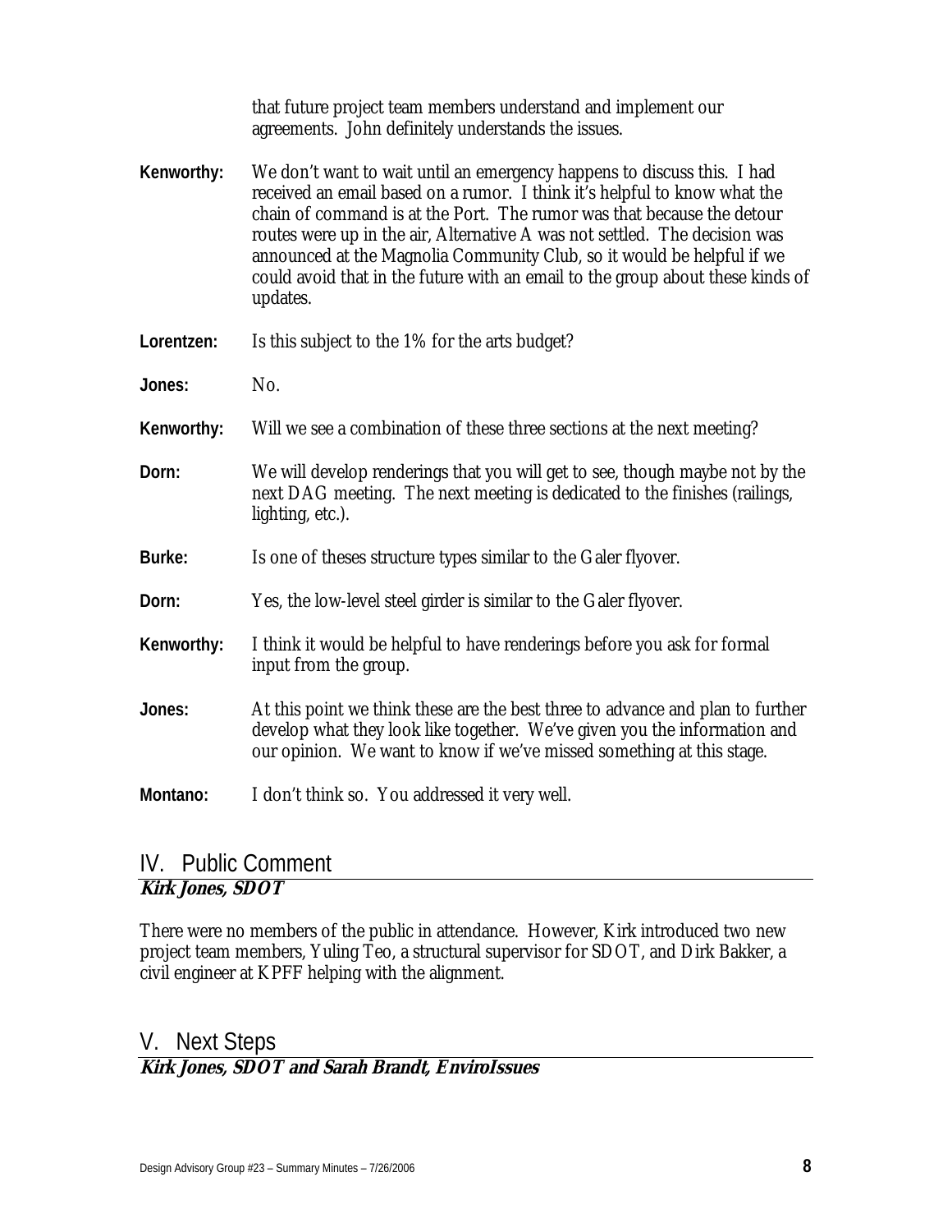that future project team members understand and implement our agreements. John definitely understands the issues.

**Kenworthy:** We don't want to wait until an emergency happens to discuss this. I had received an email based on a rumor. I think it's helpful to know what the chain of command is at the Port. The rumor was that because the detour routes were up in the air, Alternative A was not settled. The decision was announced at the Magnolia Community Club, so it would be helpful if we could avoid that in the future with an email to the group about these kinds of updates.

**Lorentzen:** Is this subject to the 1% for the arts budget?

**Jones:** No.

**Kenworthy:** Will we see a combination of these three sections at the next meeting?

**Dorn:** We will develop renderings that you will get to see, though maybe not by the next DAG meeting. The next meeting is dedicated to the finishes (railings, lighting, etc.).

**Burke:** Is one of theses structure types similar to the Galer flyover.

**Dorn:** Yes, the low-level steel girder is similar to the Galer flyover.

**Kenworthy:** I think it would be helpful to have renderings before you ask for formal input from the group.

**Jones:** At this point we think these are the best three to advance and plan to further develop what they look like together. We've given you the information and our opinion. We want to know if we've missed something at this stage.

**Montano:** I don't think so. You addressed it very well.

## IV. Public Comment

***Kirk Jones, SDOT***

There were no members of the public in attendance. However, Kirk introduced two new project team members, Yuling Teo, a structural supervisor for SDOT, and Dirk Bakker, a civil engineer at KPFF helping with the alignment.

## V. Next Steps

***Kirk Jones, SDOT and Sarah Brandt, EnviroIssues***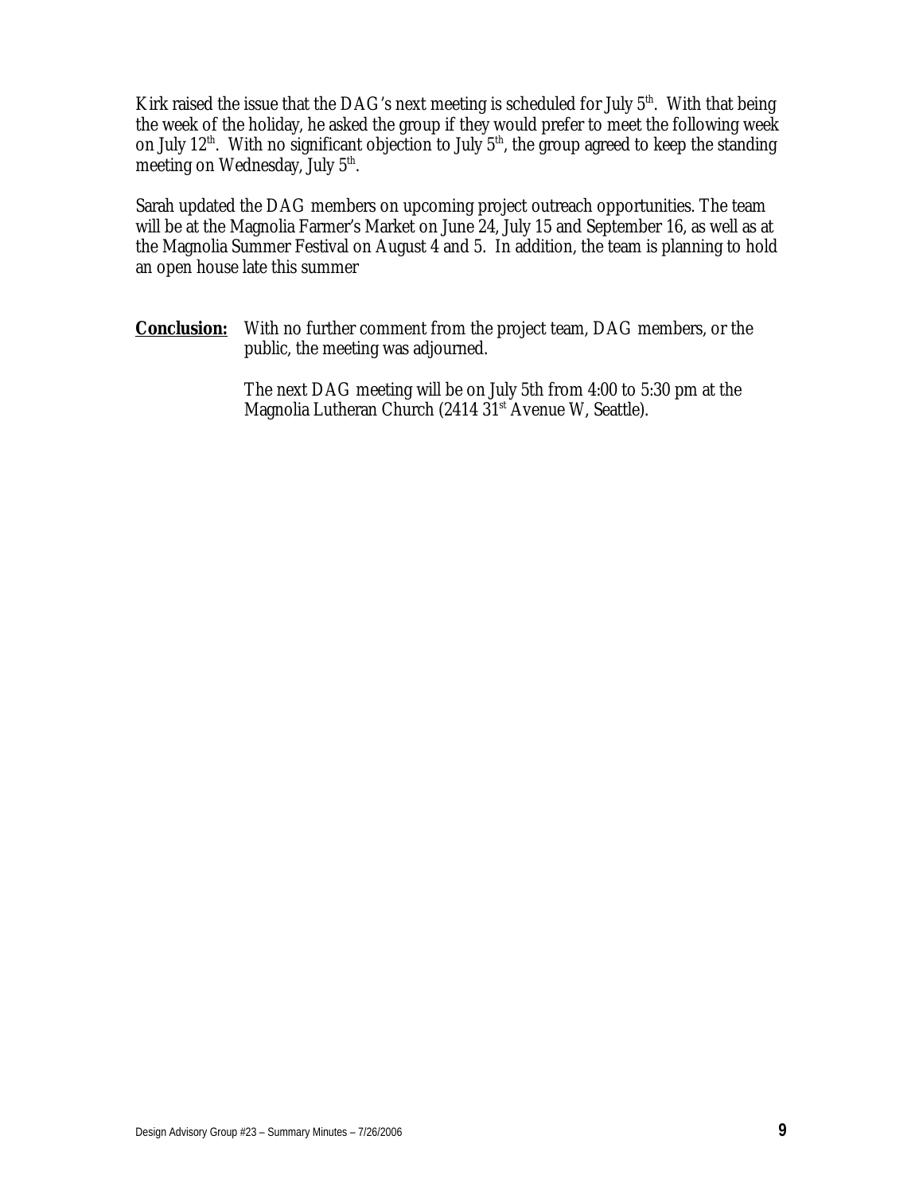Kirk raised the issue that the DAG's next meeting is scheduled for July 5th. With that being the week of the holiday, he asked the group if they would prefer to meet the following week on July 12th. With no significant objection to July 5th, the group agreed to keep the standing meeting on Wednesday, July 5th.

Sarah updated the DAG members on upcoming project outreach opportunities. The team will be at the Magnolia Farmer's Market on June 24, July 15 and September 16, as well as at the Magnolia Summer Festival on August 4 and 5. In addition, the team is planning to hold an open house late this summer

**Conclusion:** With no further comment from the project team, DAG members, or the public, the meeting was adjourned.

The next DAG meeting will be on July 5th from 4:00 to 5:30 pm at the Magnolia Lutheran Church (2414 31st Avenue W, Seattle).